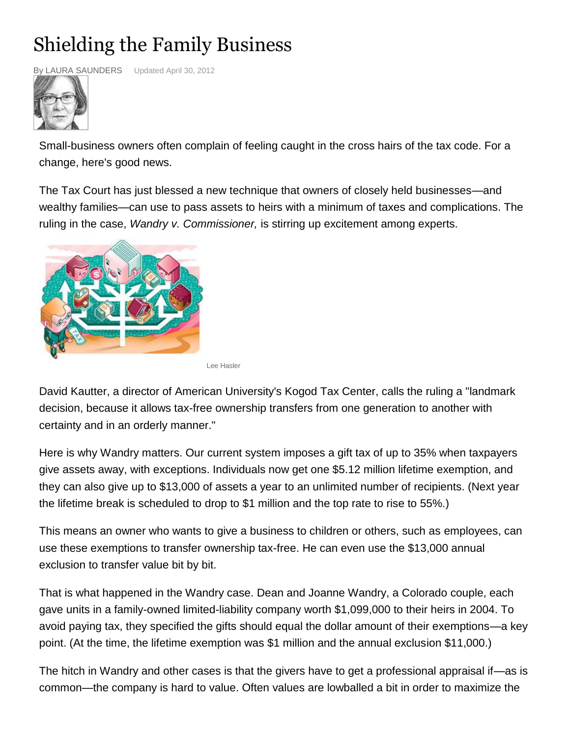# Shielding the Family Business

By LAURA SAUNDERS    Updated April 30, 2012

Small-business owners often complain of feeling caught in the cross hairs of the tax code. For a change, here's good news.

The Tax Court has just blessed a new technique that owners of closely held businesses—and wealthy families—can use to pass assets to heirs with a minimum of taxes and complications. The ruling in the case, *Wandry v. Commissioner,* is stirring up excitement among experts.

Lee Hasler

David Kautter, a director of American University's Kogod Tax Center, calls the ruling a "landmark decision, because it allows tax-free ownership transfers from one generation to another with certainty and in an orderly manner."

Here is why Wandry matters. Our current system imposes a gift tax of up to 35% when taxpayers give assets away, with exceptions. Individuals now get one $5.12 million lifetime exemption, and they can also give up to $13,000 of assets a year to an unlimited number of recipients. (Next year the lifetime break is scheduled to drop to $1 million and the top rate to rise to 55%.)

This means an owner who wants to give a business to children or others, such as employees, can use these exemptions to transfer ownership tax-free. He can even use the $13,000 annual exclusion to transfer value bit by bit.

That is what happened in the Wandry case. Dean and Joanne Wandry, a Colorado couple, each gave units in a family-owned limited-liability company worth $1,099,000 to their heirs in 2004. To avoid paying tax, they specified the gifts should equal the dollar amount of their exemptions—a key point. (At the time, the lifetime exemption was $1 million and the annual exclusion $11,000.)

The hitch in Wandry and other cases is that the givers have to get a professional appraisal if—as is common—the company is hard to value. Often values are lowballed a bit in order to maximize the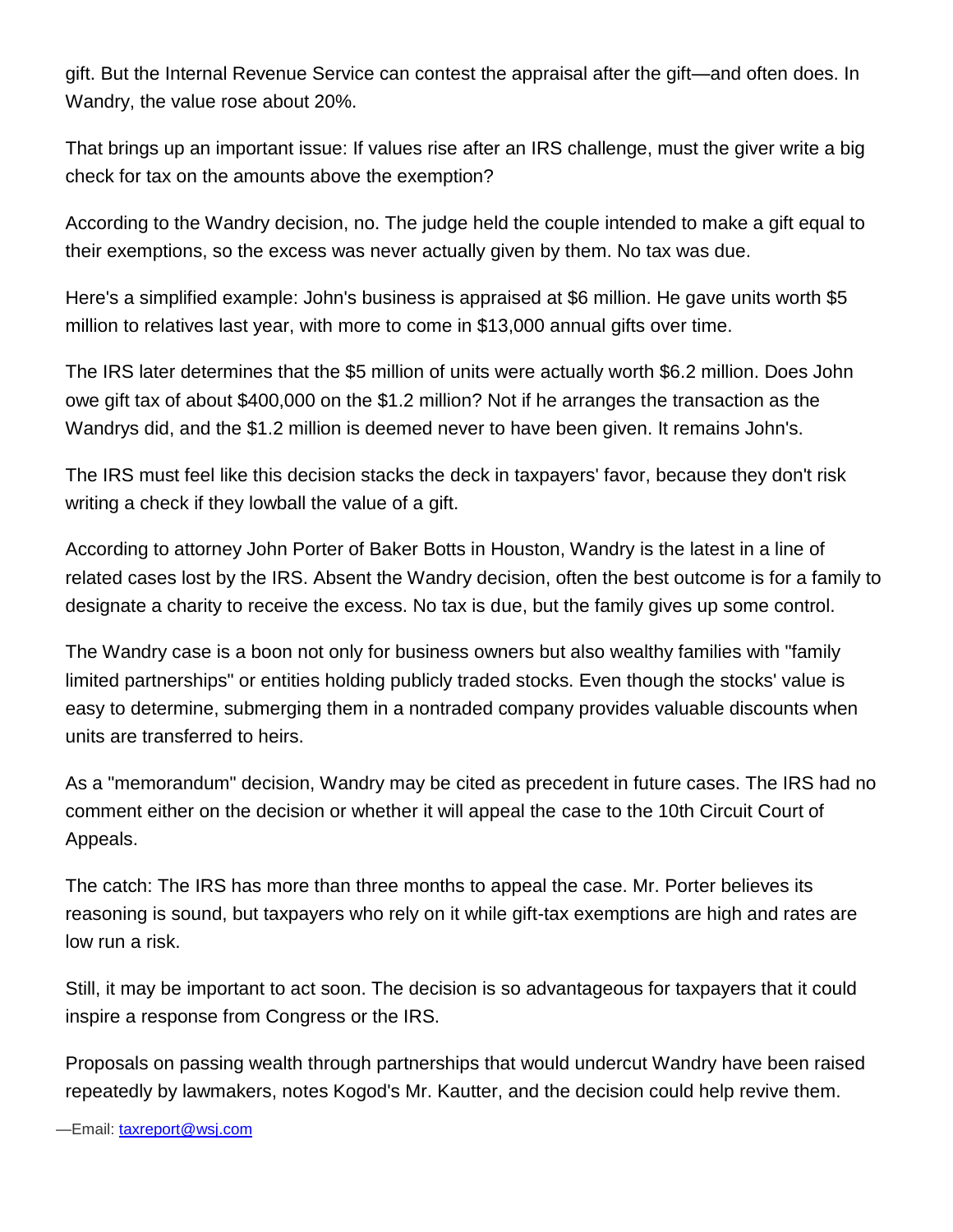gift. But the Internal Revenue Service can contest the appraisal after the gift—and often does. In Wandry, the value rose about 20%.

That brings up an important issue: If values rise after an IRS challenge, must the giver write a big check for tax on the amounts above the exemption?

According to the Wandry decision, no. The judge held the couple intended to make a gift equal to their exemptions, so the excess was never actually given by them. No tax was due.

Here's a simplified example: John's business is appraised at $6 million. He gave units worth $5 million to relatives last year, with more to come in $13,000 annual gifts over time.

The IRS later determines that the $5 million of units were actually worth $6.2 million. Does John owe gift tax of about $400,000 on the $1.2 million? Not if he arranges the transaction as the Wandrys did, and the $1.2 million is deemed never to have been given. It remains John's.

The IRS must feel like this decision stacks the deck in taxpayers' favor, because they don't risk writing a check if they lowball the value of a gift.

According to attorney John Porter of Baker Botts in Houston, Wandry is the latest in a line of related cases lost by the IRS. Absent the Wandry decision, often the best outcome is for a family to designate a charity to receive the excess. No tax is due, but the family gives up some control.

The Wandry case is a boon not only for business owners but also wealthy families with "family limited partnerships" or entities holding publicly traded stocks. Even though the stocks' value is easy to determine, submerging them in a nontraded company provides valuable discounts when units are transferred to heirs.

As a "memorandum" decision, Wandry may be cited as precedent in future cases. The IRS had no comment either on the decision or whether it will appeal the case to the 10th Circuit Court of Appeals.

The catch: The IRS has more than three months to appeal the case. Mr. Porter believes its reasoning is sound, but taxpayers who rely on it while gift-tax exemptions are high and rates are low run a risk.

Still, it may be important to act soon. The decision is so advantageous for taxpayers that it could inspire a response from Congress or the IRS.

Proposals on passing wealth through partnerships that would undercut Wandry have been raised repeatedly by lawmakers, notes Kogod's Mr. Kautter, and the decision could help revive them.

—Email: taxreport@wsj.com